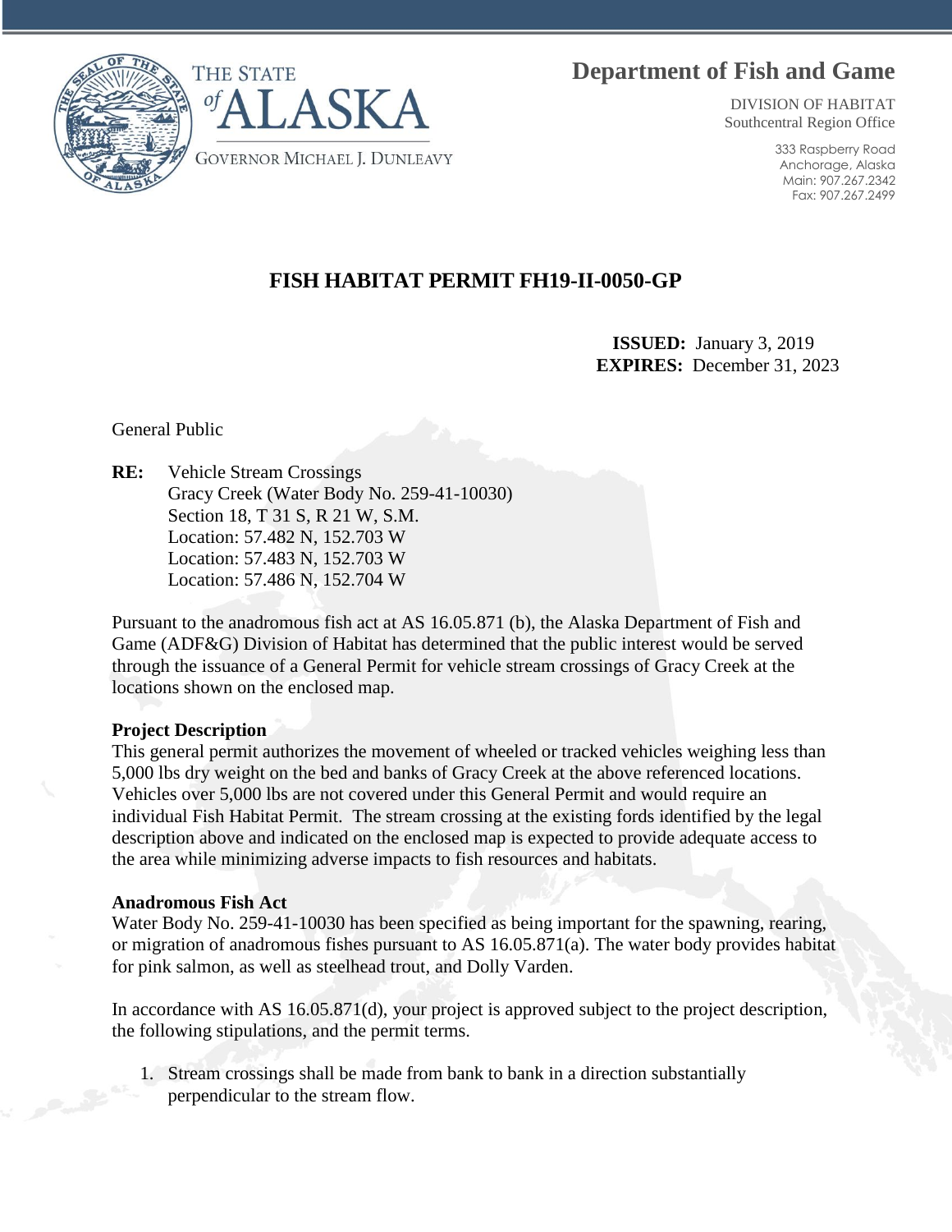THE STATE of ALASKA

GOVERNOR MICHAEL J. DUNLEAVY

# Department of Fish and Game

DIVISION OF HABITAT
Southcentral Region Office

333 Raspberry Road
Anchorage, Alaska
Main: 907.267.2342
Fax: 907.267.2499

## FISH HABITAT PERMIT FH19-II-0050-GP

**ISSUED:** January 3, 2019
**EXPIRES:** December 31, 2023

General Public

**RE:** Vehicle Stream Crossings
Gracy Creek (Water Body No. 259-41-10030)
Section 18, T 31 S, R 21 W, S.M.
Location: 57.482 N, 152.703 W
Location: 57.483 N, 152.703 W
Location: 57.486 N, 152.704 W

Pursuant to the anadromous fish act at AS 16.05.871 (b), the Alaska Department of Fish and Game (ADF&G) Division of Habitat has determined that the public interest would be served through the issuance of a General Permit for vehicle stream crossings of Gracy Creek at the locations shown on the enclosed map.

**Project Description**
This general permit authorizes the movement of wheeled or tracked vehicles weighing less than 5,000 lbs dry weight on the bed and banks of Gracy Creek at the above referenced locations. Vehicles over 5,000 lbs are not covered under this General Permit and would require an individual Fish Habitat Permit. The stream crossing at the existing fords identified by the legal description above and indicated on the enclosed map is expected to provide adequate access to the area while minimizing adverse impacts to fish resources and habitats.

**Anadromous Fish Act**
Water Body No. 259-41-10030 has been specified as being important for the spawning, rearing, or migration of anadromous fishes pursuant to AS 16.05.871(a). The water body provides habitat for pink salmon, as well as steelhead trout, and Dolly Varden.

In accordance with AS 16.05.871(d), your project is approved subject to the project description, the following stipulations, and the permit terms.

1. Stream crossings shall be made from bank to bank in a direction substantially perpendicular to the stream flow.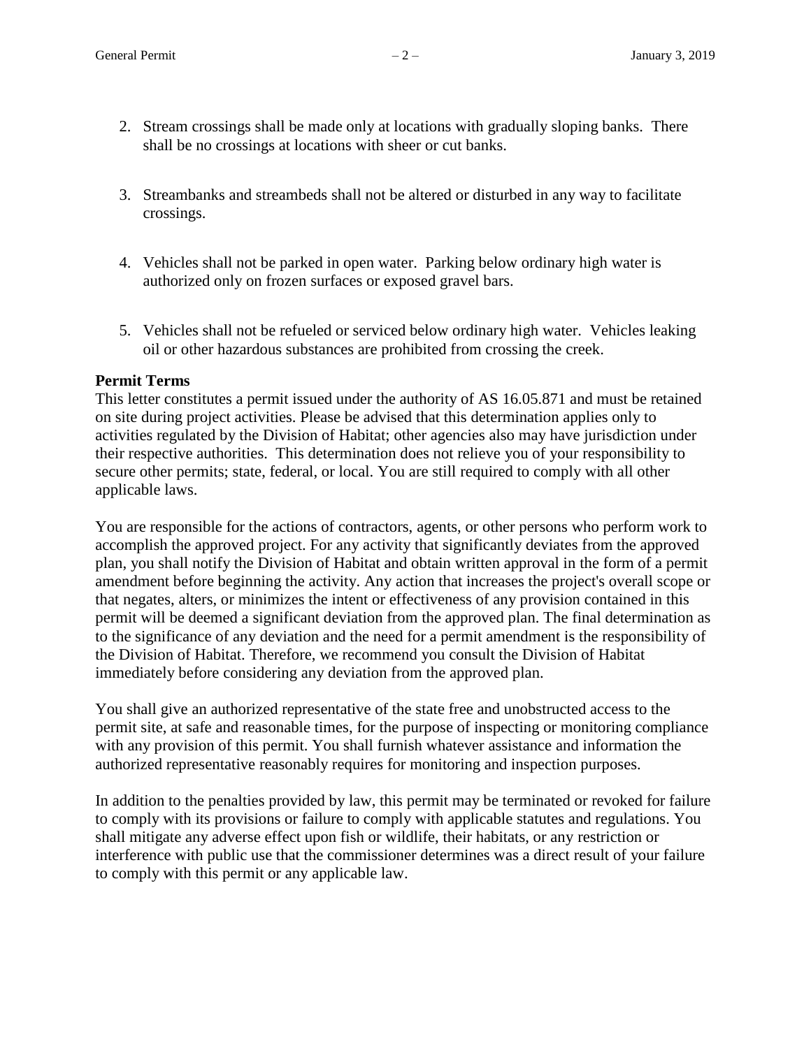2. Stream crossings shall be made only at locations with gradually sloping banks. There shall be no crossings at locations with sheer or cut banks.

3. Streambanks and streambeds shall not be altered or disturbed in any way to facilitate crossings.

4. Vehicles shall not be parked in open water. Parking below ordinary high water is authorized only on frozen surfaces or exposed gravel bars.

5. Vehicles shall not be refueled or serviced below ordinary high water. Vehicles leaking oil or other hazardous substances are prohibited from crossing the creek.

**Permit Terms**

This letter constitutes a permit issued under the authority of AS 16.05.871 and must be retained on site during project activities. Please be advised that this determination applies only to activities regulated by the Division of Habitat; other agencies also may have jurisdiction under their respective authorities. This determination does not relieve you of your responsibility to secure other permits; state, federal, or local. You are still required to comply with all other applicable laws.

You are responsible for the actions of contractors, agents, or other persons who perform work to accomplish the approved project. For any activity that significantly deviates from the approved plan, you shall notify the Division of Habitat and obtain written approval in the form of a permit amendment before beginning the activity. Any action that increases the project's overall scope or that negates, alters, or minimizes the intent or effectiveness of any provision contained in this permit will be deemed a significant deviation from the approved plan. The final determination as to the significance of any deviation and the need for a permit amendment is the responsibility of the Division of Habitat. Therefore, we recommend you consult the Division of Habitat immediately before considering any deviation from the approved plan.

You shall give an authorized representative of the state free and unobstructed access to the permit site, at safe and reasonable times, for the purpose of inspecting or monitoring compliance with any provision of this permit. You shall furnish whatever assistance and information the authorized representative reasonably requires for monitoring and inspection purposes.

In addition to the penalties provided by law, this permit may be terminated or revoked for failure to comply with its provisions or failure to comply with applicable statutes and regulations. You shall mitigate any adverse effect upon fish or wildlife, their habitats, or any restriction or interference with public use that the commissioner determines was a direct result of your failure to comply with this permit or any applicable law.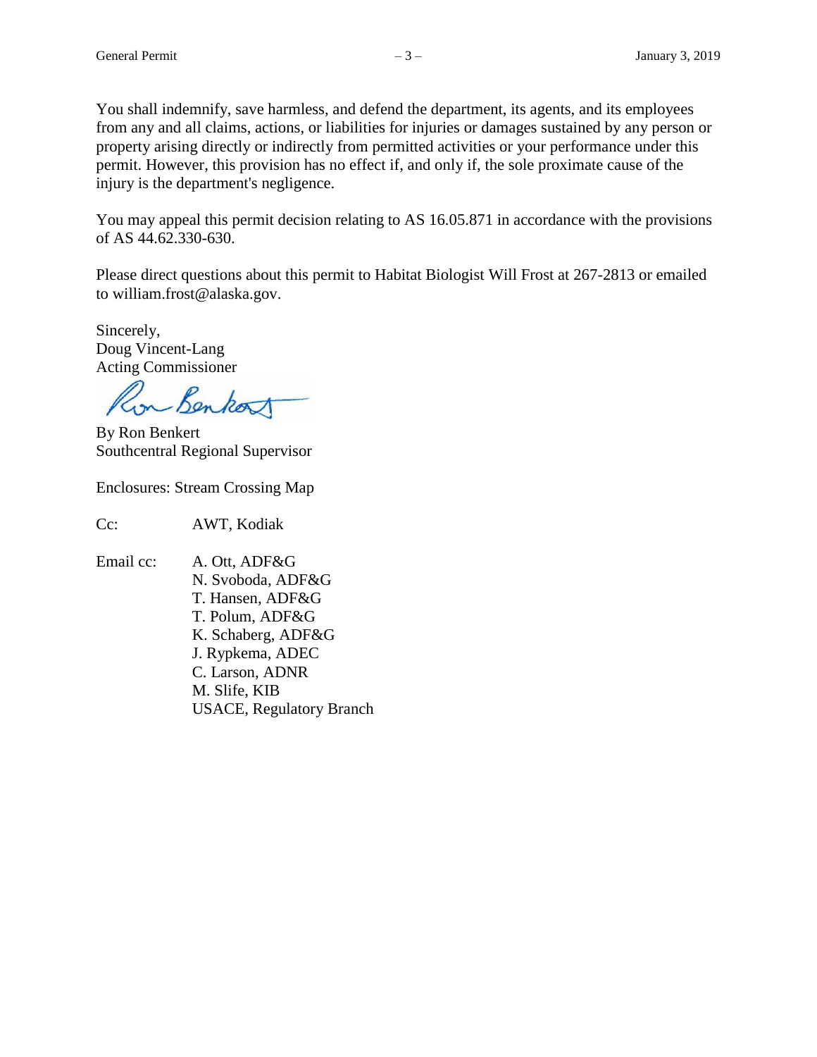You shall indemnify, save harmless, and defend the department, its agents, and its employees from any and all claims, actions, or liabilities for injuries or damages sustained by any person or property arising directly or indirectly from permitted activities or your performance under this permit. However, this provision has no effect if, and only if, the sole proximate cause of the injury is the department's negligence.

You may appeal this permit decision relating to AS 16.05.871 in accordance with the provisions of AS 44.62.330-630.

Please direct questions about this permit to Habitat Biologist Will Frost at 267-2813 or emailed to william.frost@alaska.gov.

Sincerely,
Doug Vincent-Lang
Acting Commissioner

By Ron Benkert
Southcentral Regional Supervisor

Enclosures: Stream Crossing Map

Cc: AWT, Kodiak

Email cc: A. Ott, ADF&G
N. Svoboda, ADF&G
T. Hansen, ADF&G
T. Polum, ADF&G
K. Schaberg, ADF&G
J. Rypkema, ADEC
C. Larson, ADNR
M. Slife, KIB
USACE, Regulatory Branch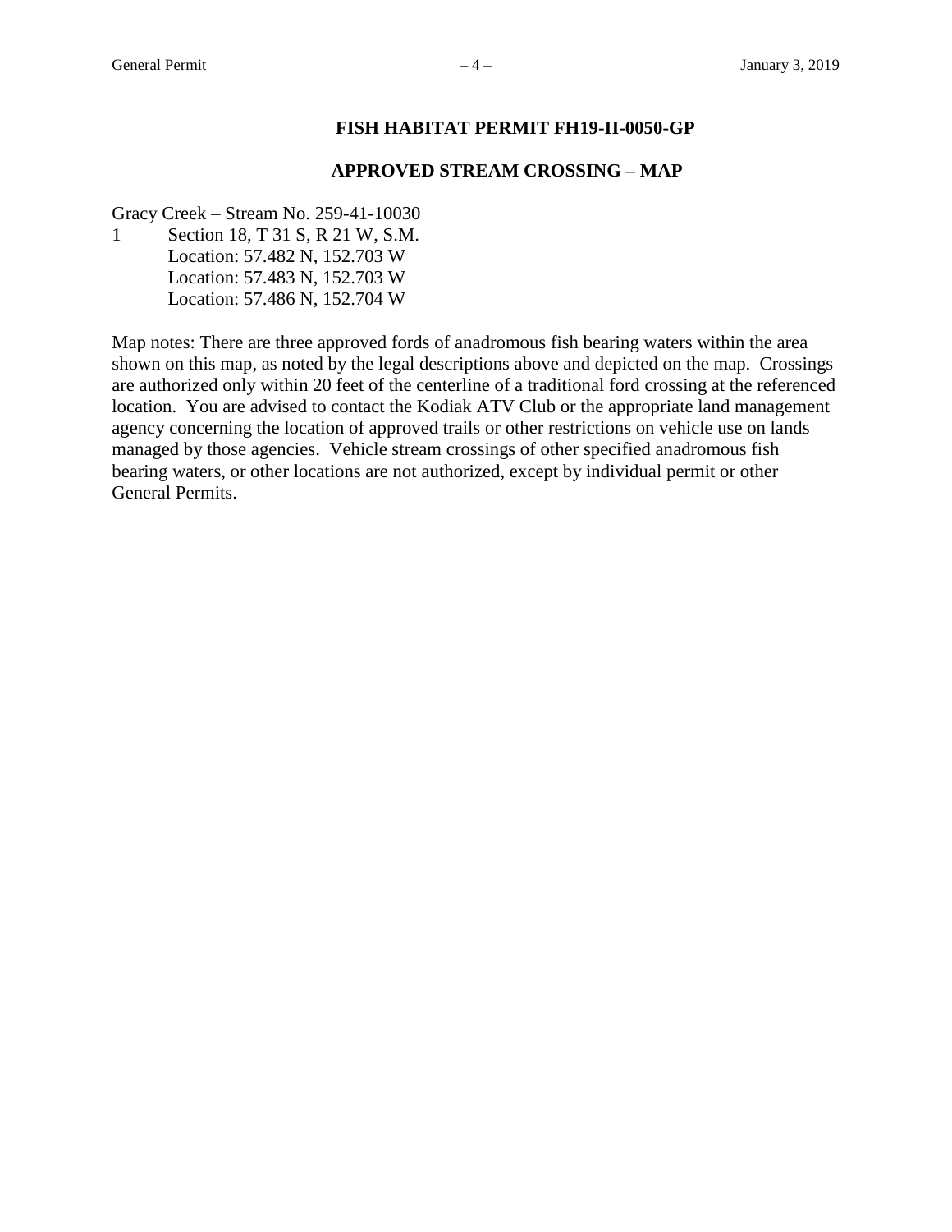## FISH HABITAT PERMIT FH19-II-0050-GP

## APPROVED STREAM CROSSING – MAP

Gracy Creek – Stream No. 259-41-10030

1 Section 18, T 31 S, R 21 W, S.M.
Location: 57.482 N, 152.703 W
Location: 57.483 N, 152.703 W
Location: 57.486 N, 152.704 W

Map notes: There are three approved fords of anadromous fish bearing waters within the area shown on this map, as noted by the legal descriptions above and depicted on the map. Crossings are authorized only within 20 feet of the centerline of a traditional ford crossing at the referenced location. You are advised to contact the Kodiak ATV Club or the appropriate land management agency concerning the location of approved trails or other restrictions on vehicle use on lands managed by those agencies. Vehicle stream crossings of other specified anadromous fish bearing waters, or other locations are not authorized, except by individual permit or other General Permits.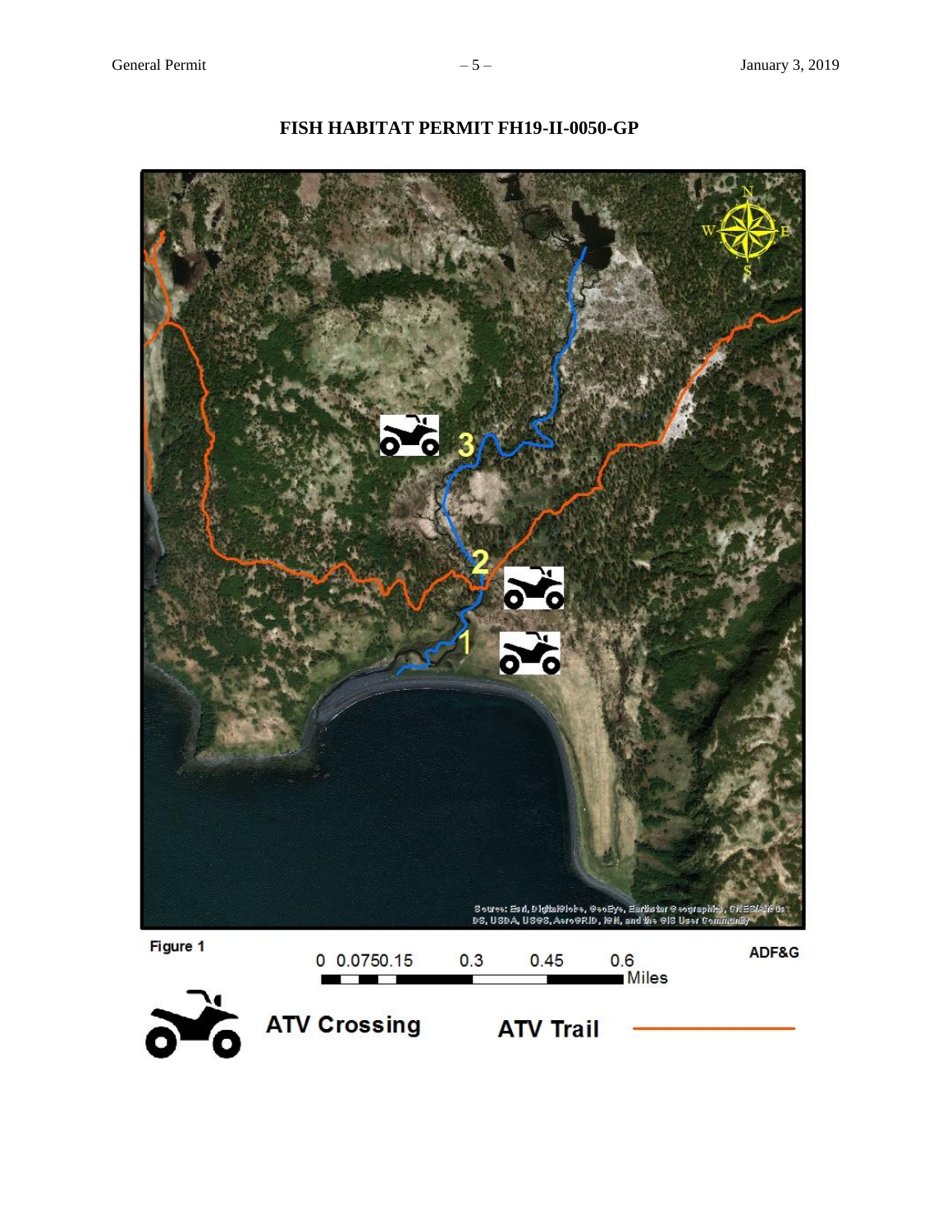**FISH HABITAT PERMIT FH19-II-0050-GP**

3

2

1

N

W

E

S

Source: Esri, DigitalGlobe, GeoEye, Earthstar Geographics, CNES/Airbus DS, USDA, USGS, AeroGRID, IGN, and the GIS User Community

Figure 1

0 0.0750.15 0.3 0.45 0.6

Miles

ADF&G

ATV Crossing

ATV Trail